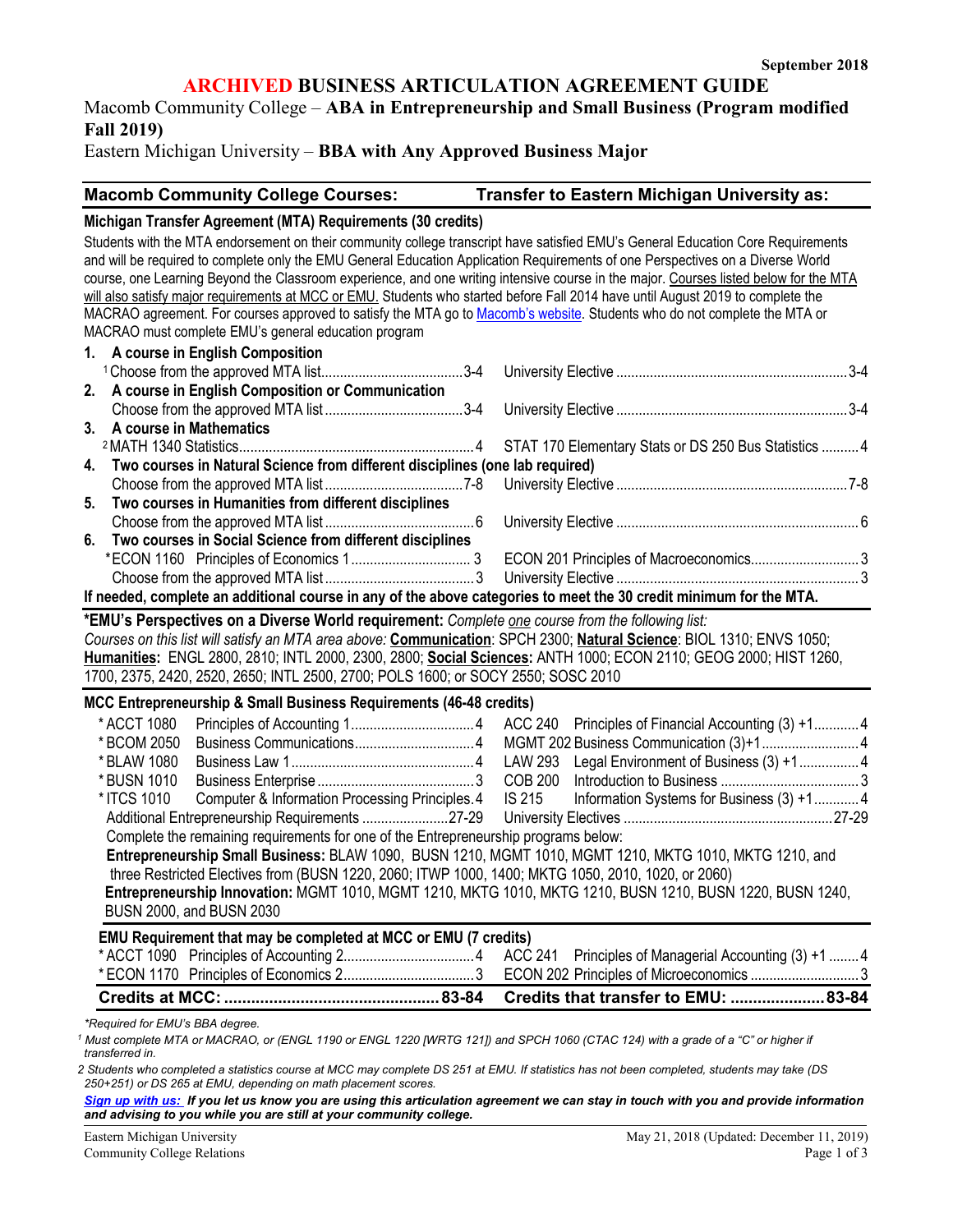September 2018

# ARCHIVED BUSINESS ARTICULATION AGREEMENT GUIDE

Macomb Community College – **ABA in Entrepreneurship and Small Business (Program modified Fall 2019)**

Eastern Michigan University – **BBA with Any Approved Business Major**

| Macomb Community College Courses: | Transfer to Eastern Michigan University as: |
|---|---|

### Michigan Transfer Agreement (MTA) Requirements (30 credits)

Students with the MTA endorsement on their community college transcript have satisfied EMU's General Education Core Requirements and will be required to complete only the EMU General Education Application Requirements of one Perspectives on a Diverse World course, one Learning Beyond the Classroom experience, and one writing intensive course in the major. Courses listed below for the MTA will also satisfy major requirements at MCC or EMU. Students who started before Fall 2014 have until August 2019 to complete the MACRAO agreement. For courses approved to satisfy the MTA go to Macomb's website. Students who do not complete the MTA or MACRAO must complete EMU's general education program

| Macomb Community College Courses | Credits | Transfer to Eastern Michigan University as | Credits |
|---|---|---|---|
| **1. A course in English Composition** | | | |
| [1]Choose from the approved MTA list | 3-4 | University Elective | 3-4 |
| **2. A course in English Composition or Communication** | | | |
| Choose from the approved MTA list | 3-4 | University Elective | 3-4 |
| **3. A course in Mathematics** | | | |
| [2]MATH 1340 Statistics | 4 | STAT 170 Elementary Stats or DS 250 Bus Statistics | 4 |
| **4. Two courses in Natural Science from different disciplines (one lab required)** | | | |
| Choose from the approved MTA list | 7-8 | University Elective | 7-8 |
| **5. Two courses in Humanities from different disciplines** | | | |
| Choose from the approved MTA list | 6 | University Elective | 6 |
| **6. Two courses in Social Science from different disciplines** | | | |
| *ECON 1160 Principles of Economics 1 | 3 | ECON 201 Principles of Macroeconomics | 3 |
| Choose from the approved MTA list | 3 | University Elective | 3 |

**If needed, complete an additional course in any of the above categories to meet the 30 credit minimum for the MTA.**

**\*EMU's Perspectives on a Diverse World requirement:** *Complete one course from the following list:*
*Courses on this list will satisfy an MTA area above:* **Communication**: SPCH 2300; **Natural Science**: BIOL 1310; ENVS 1050; **Humanities:** ENGL 2800, 2810; INTL 2000, 2300, 2800; **Social Sciences:** ANTH 1000; ECON 2110; GEOG 2000; HIST 1260, 1700, 2375, 2420, 2520, 2650; INTL 2500, 2700; POLS 1600; or SOCY 2550; SOSC 2010

### MCC Entrepreneurship & Small Business Requirements (46-48 credits)

| Macomb Community College Courses | Credits | Transfer to Eastern Michigan University as | Credits |
|---|---|---|---|
| *ACCT 1080 Principles of Accounting 1 | 4 | ACC 240 Principles of Financial Accounting (3) +1 | 4 |
| *BCOM 2050 Business Communications | 4 | MGMT 202 Business Communication (3)+1 | 4 |
| *BLAW 1080 Business Law 1 | 4 | LAW 293 Legal Environment of Business (3) +1 | 4 |
| *BUSN 1010 Business Enterprise | 3 | COB 200 Introduction to Business | 3 |
| *ITCS 1010 Computer & Information Processing Principles | 4 | IS 215 Information Systems for Business (3) +1 | 4 |
| Additional Entrepreneurship Requirements | 27-29 | University Electives | 27-29 |

Complete the remaining requirements for one of the Entrepreneurship programs below:

**Entrepreneurship Small Business:** BLAW 1090, BUSN 1210, MGMT 1010, MGMT 1210, MKTG 1010, MKTG 1210, and three Restricted Electives from (BUSN 1220, 2060; ITWP 1000, 1400; MKTG 1050, 2010, 1020, or 2060)

**Entrepreneurship Innovation:** MGMT 1010, MGMT 1210, MKTG 1010, MKTG 1210, BUSN 1210, BUSN 1220, BUSN 1240, BUSN 2000, and BUSN 2030

### EMU Requirement that may be completed at MCC or EMU (7 credits)

| Macomb Community College Courses | Credits | Transfer to Eastern Michigan University as | Credits |
|---|---|---|---|
| *ACCT 1090 Principles of Accounting 2 | 4 | ACC 241 Principles of Managerial Accounting (3) +1 | 4 |
| *ECON 1170 Principles of Economics 2 | 3 | ECON 202 Principles of Microeconomics | 3 |
| **Credits at MCC:** | **83-84** | **Credits that transfer to EMU:** | **83-84** |

*\*Required for EMU's BBA degree.*

*[1] Must complete MTA or MACRAO, or (ENGL 1190 or ENGL 1220 [WRTG 121]) and SPCH 1060 (CTAC 124) with a grade of a "C" or higher if transferred in.*

*2 Students who completed a statistics course at MCC may complete DS 251 at EMU. If statistics has not been completed, students may take (DS 250+251) or DS 265 at EMU, depending on math placement scores.*

***Sign up with us:** If you let us know you are using this articulation agreement we can stay in touch with you and provide information and advising to you while you are still at your community college.*

Eastern Michigan University
Community College Relations

May 21, 2018 (Updated: December 11, 2019)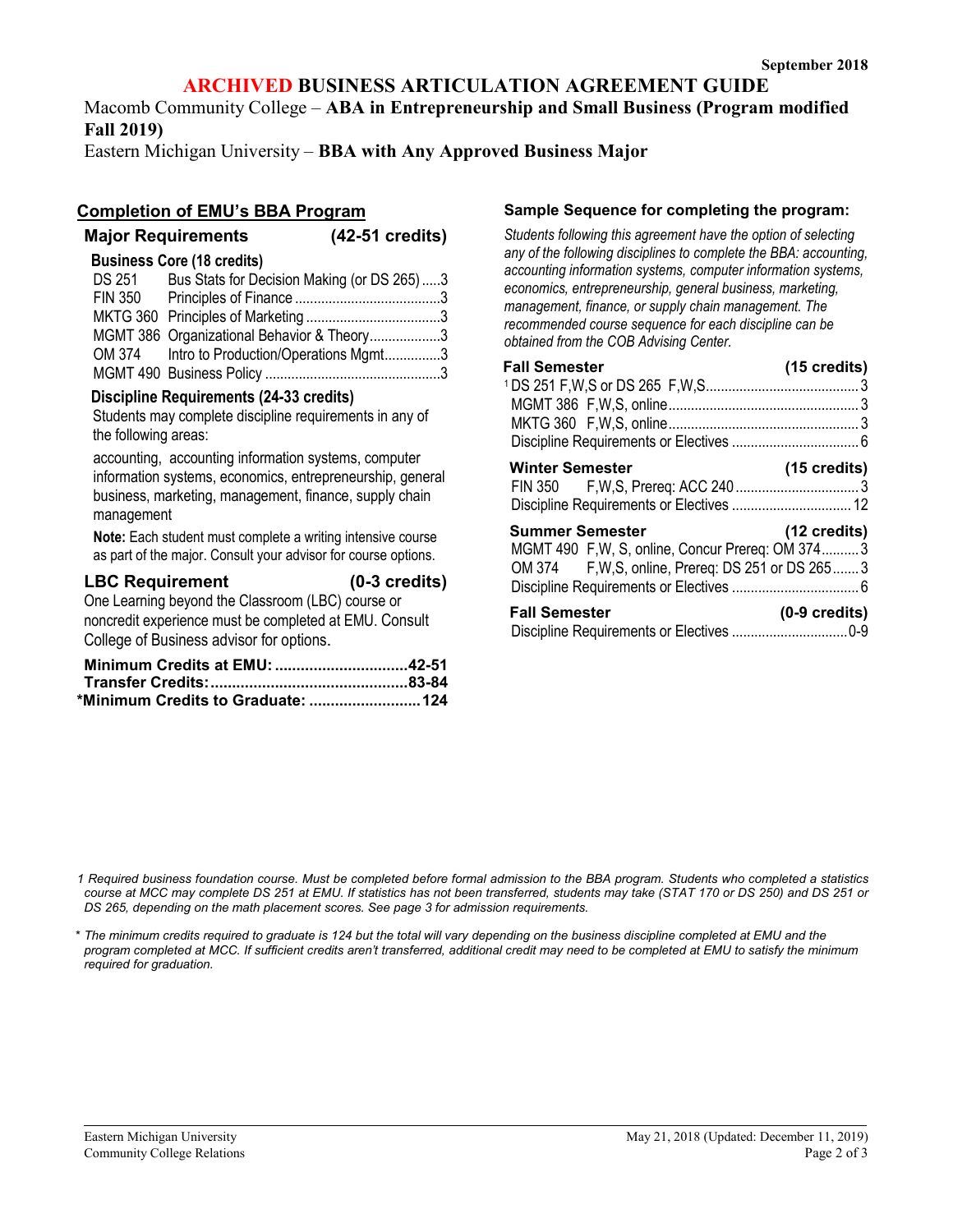September 2018

# ARCHIVED BUSINESS ARTICULATION AGREEMENT GUIDE

Macomb Community College – **ABA in Entrepreneurship and Small Business (Program modified Fall 2019)**

Eastern Michigan University – **BBA with Any Approved Business Major**

## Completion of EMU's BBA Program

### Major Requirements (42-51 credits)

**Business Core (18 credits)**

| Course | Title | Credits |
|---|---|---|
| DS 251 | Bus Stats for Decision Making (or DS 265) | 3 |
| FIN 350 | Principles of Finance | 3 |
| MKTG 360 | Principles of Marketing | 3 |
| MGMT 386 | Organizational Behavior & Theory | 3 |
| OM 374 | Intro to Production/Operations Mgmt | 3 |
| MGMT 490 | Business Policy | 3 |

**Discipline Requirements (24-33 credits)**

Students may complete discipline requirements in any of the following areas:

accounting, accounting information systems, computer information systems, economics, entrepreneurship, general business, marketing, management, finance, supply chain management

**Note:** Each student must complete a writing intensive course as part of the major. Consult your advisor for course options.

### LBC Requirement (0-3 credits)

One Learning beyond the Classroom (LBC) course or noncredit experience must be completed at EMU. Consult College of Business advisor for options.

**Minimum Credits at EMU: ...42-51**
**Transfer Credits: ...83-84**
***Minimum Credits to Graduate: ...124**

## Sample Sequence for completing the program:

*Students following this agreement have the option of selecting any of the following disciplines to complete the BBA: accounting, accounting information systems, computer information systems, economics, entrepreneurship, general business, marketing, management, finance, or supply chain management. The recommended course sequence for each discipline can be obtained from the COB Advising Center.*

**Fall Semester (15 credits)**

| Course | Credits |
|---|---|
| [1] DS 251 F,W,S or DS 265 F,W,S | 3 |
| MGMT 386 F,W,S, online | 3 |
| MKTG 360 F,W,S, online | 3 |
| Discipline Requirements or Electives | 6 |

**Winter Semester (15 credits)**

| Course | Credits |
|---|---|
| FIN 350 F,W,S, Prereq: ACC 240 | 3 |
| Discipline Requirements or Electives | 12 |

**Summer Semester (12 credits)**

| Course | Credits |
|---|---|
| MGMT 490 F,W, S, online, Concur Prereq: OM 374 | 3 |
| OM 374 F,W,S, online, Prereq: DS 251 or DS 265 | 3 |
| Discipline Requirements or Electives | 6 |

**Fall Semester (0-9 credits)**

| Course | Credits |
|---|---|
| Discipline Requirements or Electives | 0-9 |

*1 Required business foundation course. Must be completed before formal admission to the BBA program. Students who completed a statistics course at MCC may complete DS 251 at EMU. If statistics has not been transferred, students may take (STAT 170 or DS 250) and DS 251 or DS 265, depending on the math placement scores. See page 3 for admission requirements.*

*\* The minimum credits required to graduate is 124 but the total will vary depending on the business discipline completed at EMU and the program completed at MCC. If sufficient credits aren't transferred, additional credit may need to be completed at EMU to satisfy the minimum required for graduation.*

Eastern Michigan University
Community College Relations

May 21, 2018 (Updated: December 11, 2019)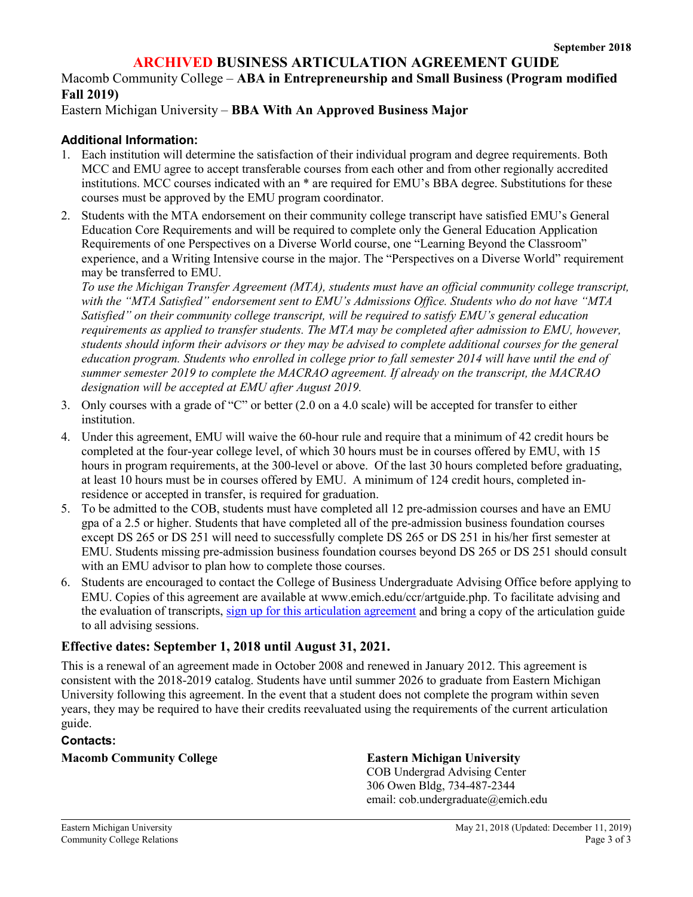September 2018

# ARCHIVED BUSINESS ARTICULATION AGREEMENT GUIDE

Macomb Community College – **ABA in Entrepreneurship and Small Business (Program modified Fall 2019)**

Eastern Michigan University – **BBA With An Approved Business Major**

### Additional Information:

1. Each institution will determine the satisfaction of their individual program and degree requirements. Both MCC and EMU agree to accept transferable courses from each other and from other regionally accredited institutions. MCC courses indicated with an * are required for EMU's BBA degree. Substitutions for these courses must be approved by the EMU program coordinator.
2. Students with the MTA endorsement on their community college transcript have satisfied EMU's General Education Core Requirements and will be required to complete only the General Education Application Requirements of one Perspectives on a Diverse World course, one "Learning Beyond the Classroom" experience, and a Writing Intensive course in the major. The "Perspectives on a Diverse World" requirement may be transferred to EMU.
   *To use the Michigan Transfer Agreement (MTA), students must have an official community college transcript, with the "MTA Satisfied" endorsement sent to EMU's Admissions Office. Students who do not have "MTA Satisfied" on their community college transcript, will be required to satisfy EMU's general education requirements as applied to transfer students. The MTA may be completed after admission to EMU, however, students should inform their advisors or they may be advised to complete additional courses for the general education program. Students who enrolled in college prior to fall semester 2014 will have until the end of summer semester 2019 to complete the MACRAO agreement. If already on the transcript, the MACRAO designation will be accepted at EMU after August 2019.*
3. Only courses with a grade of "C" or better (2.0 on a 4.0 scale) will be accepted for transfer to either institution.
4. Under this agreement, EMU will waive the 60-hour rule and require that a minimum of 42 credit hours be completed at the four-year college level, of which 30 hours must be in courses offered by EMU, with 15 hours in program requirements, at the 300-level or above. Of the last 30 hours completed before graduating, at least 10 hours must be in courses offered by EMU. A minimum of 124 credit hours, completed in-residence or accepted in transfer, is required for graduation.
5. To be admitted to the COB, students must have completed all 12 pre-admission courses and have an EMU gpa of a 2.5 or higher. Students that have completed all of the pre-admission business foundation courses except DS 265 or DS 251 will need to successfully complete DS 265 or DS 251 in his/her first semester at EMU. Students missing pre-admission business foundation courses beyond DS 265 or DS 251 should consult with an EMU advisor to plan how to complete those courses.
6. Students are encouraged to contact the College of Business Undergraduate Advising Office before applying to EMU. Copies of this agreement are available at www.emich.edu/ccr/artguide.php. To facilitate advising and the evaluation of transcripts, sign up for this articulation agreement and bring a copy of the articulation guide to all advising sessions.

## Effective dates: September 1, 2018 until August 31, 2021.

This is a renewal of an agreement made in October 2008 and renewed in January 2012. This agreement is consistent with the 2018-2019 catalog. Students have until summer 2026 to graduate from Eastern Michigan University following this agreement. In the event that a student does not complete the program within seven years, they may be required to have their credits reevaluated using the requirements of the current articulation guide.

### Contacts:

**Macomb Community College**

**Eastern Michigan University**
COB Undergrad Advising Center
306 Owen Bldg, 734-487-2344
email: cob.undergraduate@emich.edu

Eastern Michigan University
Community College Relations

May 21, 2018 (Updated: December 11, 2019)